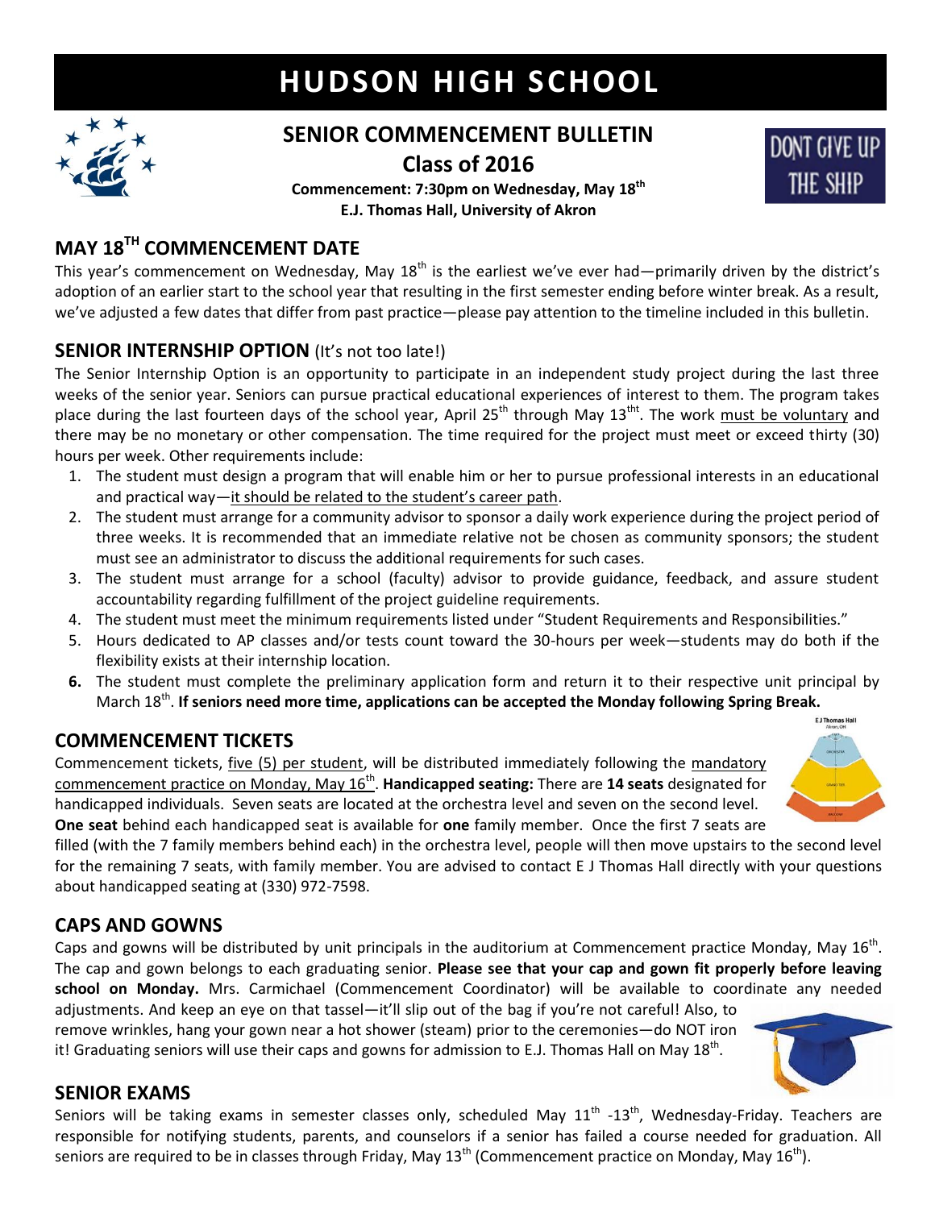# HUDSON HIGH SCHOOL

## SENIOR COMMENCEMENT BULLETIN

## Class of 2016

**Commencement: 7:30pm on Wednesday, May 18th**
**E.J. Thomas Hall, University of Akron**

DONT GIVE UP THE SHIP

## MAY 18TH COMMENCEMENT DATE

This year's commencement on Wednesday, May 18th is the earliest we've ever had—primarily driven by the district's adoption of an earlier start to the school year that resulting in the first semester ending before winter break. As a result, we've adjusted a few dates that differ from past practice—please pay attention to the timeline included in this bulletin.

## SENIOR INTERNSHIP OPTION (It's not too late!)

The Senior Internship Option is an opportunity to participate in an independent study project during the last three weeks of the senior year. Seniors can pursue practical educational experiences of interest to them. The program takes place during the last fourteen days of the school year, April 25th through May 13tht. The work must be voluntary and there may be no monetary or other compensation. The time required for the project must meet or exceed thirty (30) hours per week. Other requirements include:

1. The student must design a program that will enable him or her to pursue professional interests in an educational and practical way—it should be related to the student's career path.
2. The student must arrange for a community advisor to sponsor a daily work experience during the project period of three weeks. It is recommended that an immediate relative not be chosen as community sponsors; the student must see an administrator to discuss the additional requirements for such cases.
3. The student must arrange for a school (faculty) advisor to provide guidance, feedback, and assure student accountability regarding fulfillment of the project guideline requirements.
4. The student must meet the minimum requirements listed under "Student Requirements and Responsibilities."
5. Hours dedicated to AP classes and/or tests count toward the 30-hours per week—students may do both if the flexibility exists at their internship location.
6. The student must complete the preliminary application form and return it to their respective unit principal by March 18th. **If seniors need more time, applications can be accepted the Monday following Spring Break.**

## COMMENCEMENT TICKETS

Commencement tickets, five (5) per student, will be distributed immediately following the mandatory commencement practice on Monday, May 16th. **Handicapped seating:** There are **14 seats** designated for handicapped individuals. Seven seats are located at the orchestra level and seven on the second level. **One seat** behind each handicapped seat is available for **one** family member. Once the first 7 seats are filled (with the 7 family members behind each) in the orchestra level, people will then move upstairs to the second level for the remaining 7 seats, with family member. You are advised to contact E J Thomas Hall directly with your questions about handicapped seating at (330) 972-7598.

## CAPS AND GOWNS

Caps and gowns will be distributed by unit principals in the auditorium at Commencement practice Monday, May 16th. The cap and gown belongs to each graduating senior. **Please see that your cap and gown fit properly before leaving school on Monday.** Mrs. Carmichael (Commencement Coordinator) will be available to coordinate any needed adjustments. And keep an eye on that tassel—it'll slip out of the bag if you're not careful! Also, to remove wrinkles, hang your gown near a hot shower (steam) prior to the ceremonies—do NOT iron it! Graduating seniors will use their caps and gowns for admission to E.J. Thomas Hall on May 18th.

## SENIOR EXAMS

Seniors will be taking exams in semester classes only, scheduled May 11th -13th, Wednesday-Friday. Teachers are responsible for notifying students, parents, and counselors if a senior has failed a course needed for graduation. All seniors are required to be in classes through Friday, May 13th (Commencement practice on Monday, May 16th).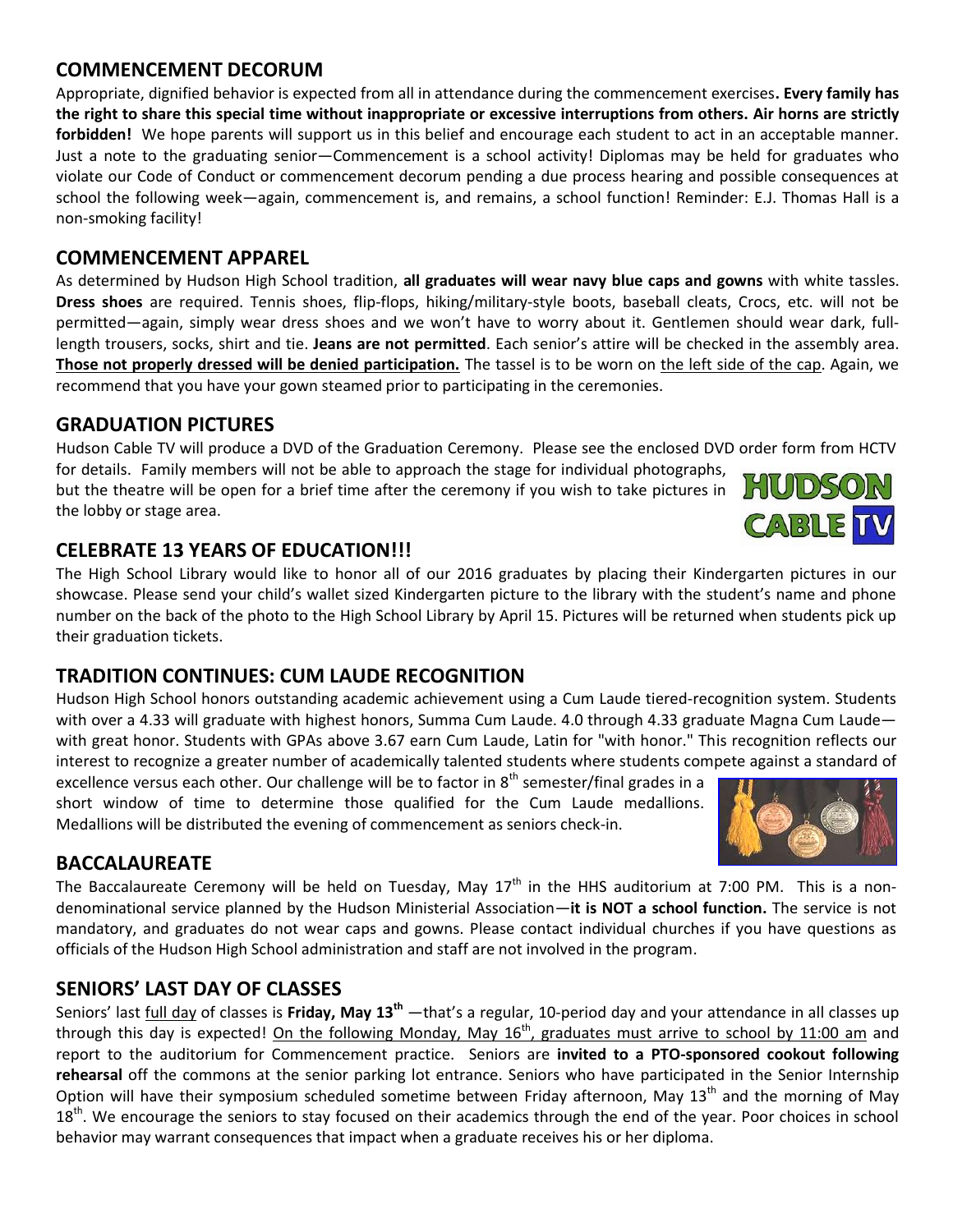## COMMENCEMENT DECORUM

Appropriate, dignified behavior is expected from all in attendance during the commencement exercises**. Every family has the right to share this special time without inappropriate or excessive interruptions from others. Air horns are strictly forbidden!** We hope parents will support us in this belief and encourage each student to act in an acceptable manner. Just a note to the graduating senior—Commencement is a school activity! Diplomas may be held for graduates who violate our Code of Conduct or commencement decorum pending a due process hearing and possible consequences at school the following week—again, commencement is, and remains, a school function! Reminder: E.J. Thomas Hall is a non-smoking facility!

## COMMENCEMENT APPAREL

As determined by Hudson High School tradition, **all graduates will wear navy blue caps and gowns** with white tassles. **Dress shoes** are required. Tennis shoes, flip-flops, hiking/military-style boots, baseball cleats, Crocs, etc. will not be permitted—again, simply wear dress shoes and we won't have to worry about it. Gentlemen should wear dark, full-length trousers, socks, shirt and tie. **Jeans are not permitted**. Each senior's attire will be checked in the assembly area. **Those not properly dressed will be denied participation.** The tassel is to be worn on the left side of the cap. Again, we recommend that you have your gown steamed prior to participating in the ceremonies.

## GRADUATION PICTURES

Hudson Cable TV will produce a DVD of the Graduation Ceremony. Please see the enclosed DVD order form from HCTV for details. Family members will not be able to approach the stage for individual photographs, but the theatre will be open for a brief time after the ceremony if you wish to take pictures in the lobby or stage area.

HUDSON CABLE TV

## CELEBRATE 13 YEARS OF EDUCATION!!!

The High School Library would like to honor all of our 2016 graduates by placing their Kindergarten pictures in our showcase. Please send your child's wallet sized Kindergarten picture to the library with the student's name and phone number on the back of the photo to the High School Library by April 15. Pictures will be returned when students pick up their graduation tickets.

## TRADITION CONTINUES: CUM LAUDE RECOGNITION

Hudson High School honors outstanding academic achievement using a Cum Laude tiered-recognition system. Students with over a 4.33 will graduate with highest honors, Summa Cum Laude. 4.0 through 4.33 graduate Magna Cum Laude—with great honor. Students with GPAs above 3.67 earn Cum Laude, Latin for "with honor." This recognition reflects our interest to recognize a greater number of academically talented students where students compete against a standard of excellence versus each other. Our challenge will be to factor in 8th semester/final grades in a short window of time to determine those qualified for the Cum Laude medallions. Medallions will be distributed the evening of commencement as seniors check-in.

## BACCALAUREATE

The Baccalaureate Ceremony will be held on Tuesday, May 17th in the HHS auditorium at 7:00 PM. This is a non-denominational service planned by the Hudson Ministerial Association—**it is NOT a school function.** The service is not mandatory, and graduates do not wear caps and gowns. Please contact individual churches if you have questions as officials of the Hudson High School administration and staff are not involved in the program.

## SENIORS' LAST DAY OF CLASSES

Seniors' last full day of classes is **Friday, May 13th** —that's a regular, 10-period day and your attendance in all classes up through this day is expected! On the following Monday, May 16th, graduates must arrive to school by 11:00 am and report to the auditorium for Commencement practice. Seniors are **invited to a PTO-sponsored cookout following rehearsal** off the commons at the senior parking lot entrance. Seniors who have participated in the Senior Internship Option will have their symposium scheduled sometime between Friday afternoon, May 13th and the morning of May 18th. We encourage the seniors to stay focused on their academics through the end of the year. Poor choices in school behavior may warrant consequences that impact when a graduate receives his or her diploma.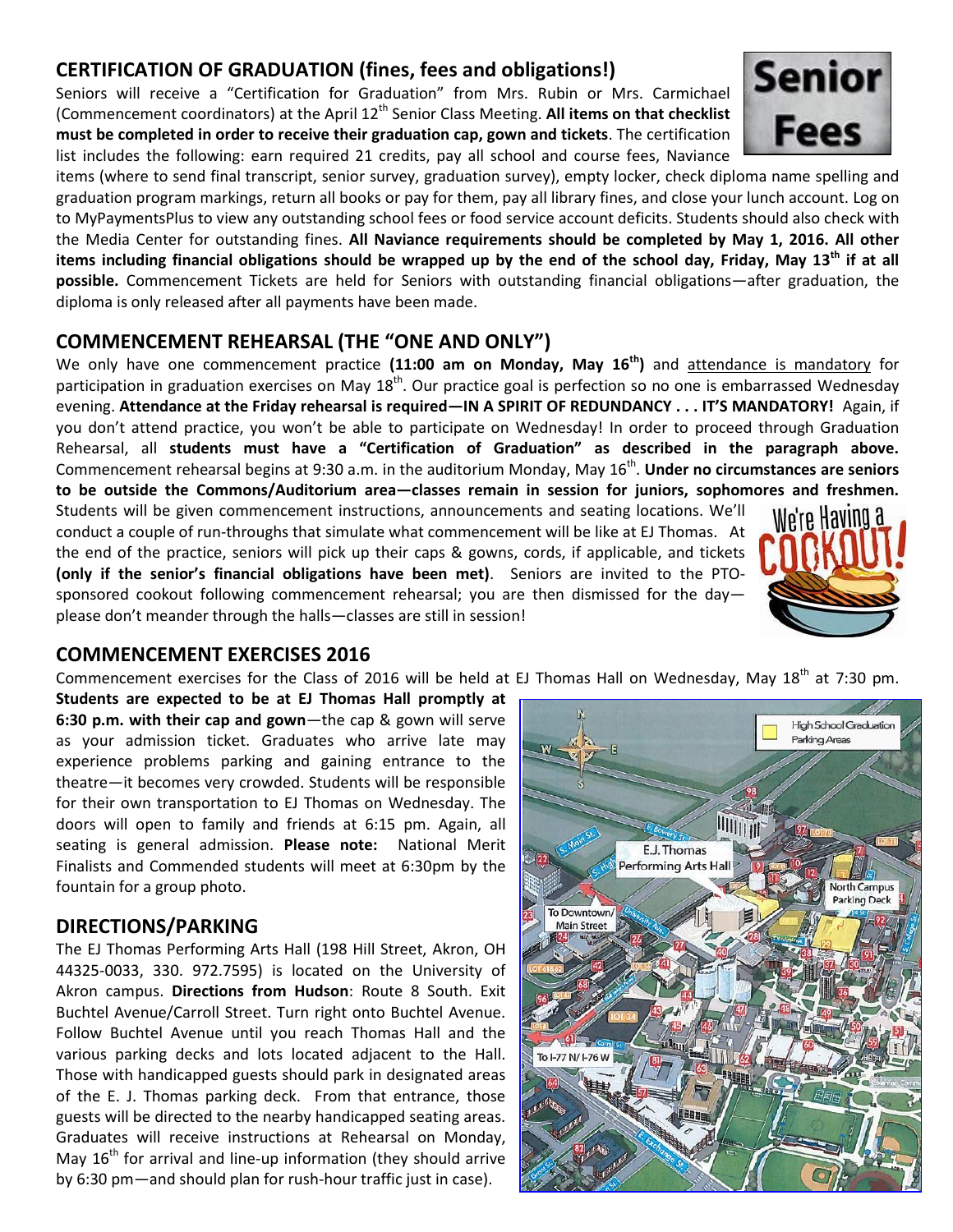## CERTIFICATION OF GRADUATION (fines, fees and obligations!)

Seniors will receive a "Certification for Graduation" from Mrs. Rubin or Mrs. Carmichael (Commencement coordinators) at the April 12th Senior Class Meeting. **All items on that checklist must be completed in order to receive their graduation cap, gown and tickets**. The certification list includes the following: earn required 21 credits, pay all school and course fees, Naviance items (where to send final transcript, senior survey, graduation survey), empty locker, check diploma name spelling and graduation program markings, return all books or pay for them, pay all library fines, and close your lunch account. Log on to MyPaymentsPlus to view any outstanding school fees or food service account deficits. Students should also check with the Media Center for outstanding fines. **All Naviance requirements should be completed by May 1, 2016. All other items including financial obligations should be wrapped up by the end of the school day, Friday, May 13th if at all possible.** Commencement Tickets are held for Seniors with outstanding financial obligations—after graduation, the diploma is only released after all payments have been made.

## COMMENCEMENT REHEARSAL (THE "ONE AND ONLY")

We only have one commencement practice **(11:00 am on Monday, May 16th)** and attendance is mandatory for participation in graduation exercises on May 18th. Our practice goal is perfection so no one is embarrassed Wednesday evening. **Attendance at the Friday rehearsal is required—IN A SPIRIT OF REDUNDANCY . . . IT'S MANDATORY!** Again, if you don't attend practice, you won't be able to participate on Wednesday! In order to proceed through Graduation Rehearsal, all **students must have a "Certification of Graduation" as described in the paragraph above.** Commencement rehearsal begins at 9:30 a.m. in the auditorium Monday, May 16th. **Under no circumstances are seniors to be outside the Commons/Auditorium area—classes remain in session for juniors, sophomores and freshmen.** Students will be given commencement instructions, announcements and seating locations. We'll conduct a couple of run-throughs that simulate what commencement will be like at EJ Thomas. At the end of the practice, seniors will pick up their caps & gowns, cords, if applicable, and tickets **(only if the senior's financial obligations have been met)**. Seniors are invited to the PTO-sponsored cookout following commencement rehearsal; you are then dismissed for the day—please don't meander through the halls—classes are still in session!

## COMMENCEMENT EXERCISES 2016

Commencement exercises for the Class of 2016 will be held at EJ Thomas Hall on Wednesday, May 18th at 7:30 pm. **Students are expected to be at EJ Thomas Hall promptly at 6:30 p.m. with their cap and gown**—the cap & gown will serve as your admission ticket. Graduates who arrive late may experience problems parking and gaining entrance to the theatre—it becomes very crowded. Students will be responsible for their own transportation to EJ Thomas on Wednesday. The doors will open to family and friends at 6:15 pm. Again, all seating is general admission. **Please note:** National Merit Finalists and Commended students will meet at 6:30pm by the fountain for a group photo.

## DIRECTIONS/PARKING

The EJ Thomas Performing Arts Hall (198 Hill Street, Akron, OH 44325-0033, 330. 972.7595) is located on the University of Akron campus. **Directions from Hudson**: Route 8 South. Exit Buchtel Avenue/Carroll Street. Turn right onto Buchtel Avenue. Follow Buchtel Avenue until you reach Thomas Hall and the various parking decks and lots located adjacent to the Hall. Those with handicapped guests should park in designated areas of the E. J. Thomas parking deck. From that entrance, those guests will be directed to the nearby handicapped seating areas. Graduates will receive instructions at Rehearsal on Monday, May 16th for arrival and line-up information (they should arrive by 6:30 pm—and should plan for rush-hour traffic just in case).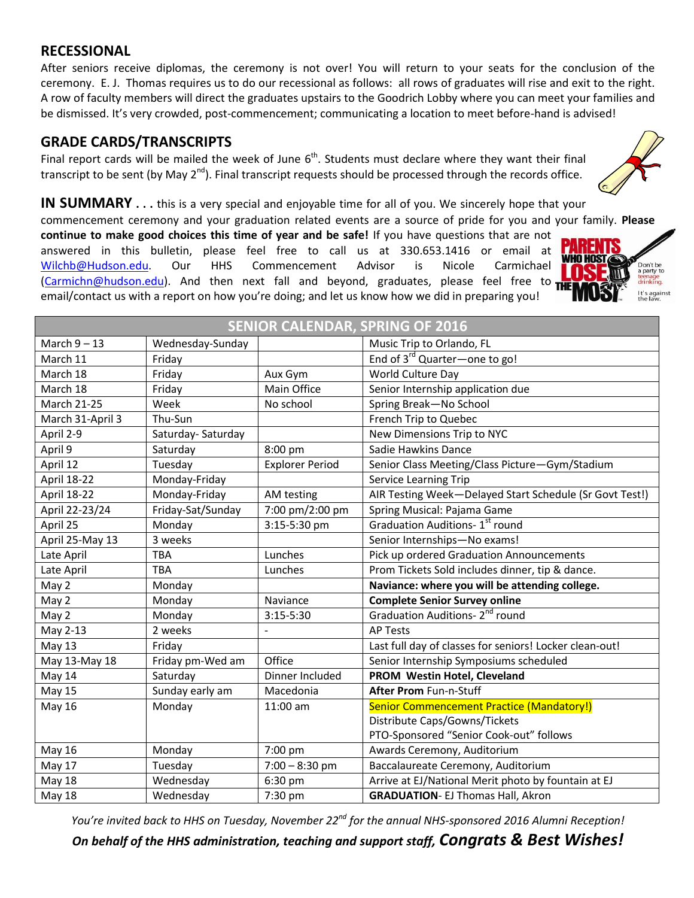## RECESSIONAL

After seniors receive diplomas, the ceremony is not over! You will return to your seats for the conclusion of the ceremony. E. J. Thomas requires us to do our recessional as follows: all rows of graduates will rise and exit to the right. A row of faculty members will direct the graduates upstairs to the Goodrich Lobby where you can meet your families and be dismissed. It's very crowded, post-commencement; communicating a location to meet before-hand is advised!

## GRADE CARDS/TRANSCRIPTS

Final report cards will be mailed the week of June 6th. Students must declare where they want their final transcript to be sent (by May 2nd). Final transcript requests should be processed through the records office.

**IN SUMMARY . . .** this is a very special and enjoyable time for all of you. We sincerely hope that your commencement ceremony and your graduation related events are a source of pride for you and your family. **Please continue to make good choices this time of year and be safe!** If you have questions that are not answered in this bulletin, please feel free to call us at 330.653.1416 or email at Wilchb@Hudson.edu. Our HHS Commencement Advisor is Nicole Carmichael (Carmichn@hudson.edu). And then next fall and beyond, graduates, please feel free to email/contact us with a report on how you're doing; and let us know how we did in preparing you!

PARENTS WHO HOST LOSE THE MOST. Don't be a party to teenage drinking. It's against the law.

| SENIOR CALENDAR, SPRING OF 2016 | | | |
|---|---|---|---|
| March 9 – 13 | Wednesday-Sunday | | Music Trip to Orlando, FL |
| March 11 | Friday | | End of 3rd Quarter—one to go! |
| March 18 | Friday | Aux Gym | World Culture Day |
| March 18 | Friday | Main Office | Senior Internship application due |
| March 21-25 | Week | No school | Spring Break—No School |
| March 31-April 3 | Thu-Sun | | French Trip to Quebec |
| April 2-9 | Saturday- Saturday | | New Dimensions Trip to NYC |
| April 9 | Saturday | 8:00 pm | Sadie Hawkins Dance |
| April 12 | Tuesday | Explorer Period | Senior Class Meeting/Class Picture—Gym/Stadium |
| April 18-22 | Monday-Friday | | Service Learning Trip |
| April 18-22 | Monday-Friday | AM testing | AIR Testing Week—Delayed Start Schedule (Sr Govt Test!) |
| April 22-23/24 | Friday-Sat/Sunday | 7:00 pm/2:00 pm | Spring Musical: Pajama Game |
| April 25 | Monday | 3:15-5:30 pm | Graduation Auditions- 1st round |
| April 25-May 13 | 3 weeks | | Senior Internships—No exams! |
| Late April | TBA | Lunches | Pick up ordered Graduation Announcements |
| Late April | TBA | Lunches | Prom Tickets Sold includes dinner, tip & dance. |
| May 2 | Monday | | **Naviance: where you will be attending college.** |
| May 2 | Monday | Naviance | **Complete Senior Survey online** |
| May 2 | Monday | 3:15-5:30 | Graduation Auditions- 2nd round |
| May 2-13 | 2 weeks | - | AP Tests |
| May 13 | Friday | | Last full day of classes for seniors! Locker clean-out! |
| May 13-May 18 | Friday pm-Wed am | Office | Senior Internship Symposiums scheduled |
| May 14 | Saturday | Dinner Included | **PROM Westin Hotel, Cleveland** |
| May 15 | Sunday early am | Macedonia | **After Prom** Fun-n-Stuff |
| May 16 | Monday | 11:00 am | Senior Commencement Practice (Mandatory!)<br>Distribute Caps/Gowns/Tickets<br>PTO-Sponsored "Senior Cook-out" follows |
| May 16 | Monday | 7:00 pm | Awards Ceremony, Auditorium |
| May 17 | Tuesday | 7:00 – 8:30 pm | Baccalaureate Ceremony, Auditorium |
| May 18 | Wednesday | 6:30 pm | Arrive at EJ/National Merit photo by fountain at EJ |
| May 18 | Wednesday | 7:30 pm | **GRADUATION**- EJ Thomas Hall, Akron |

*You're invited back to HHS on Tuesday, November 22nd for the annual NHS-sponsored 2016 Alumni Reception!*

***On behalf of the HHS administration, teaching and support staff, Congrats & Best Wishes!***